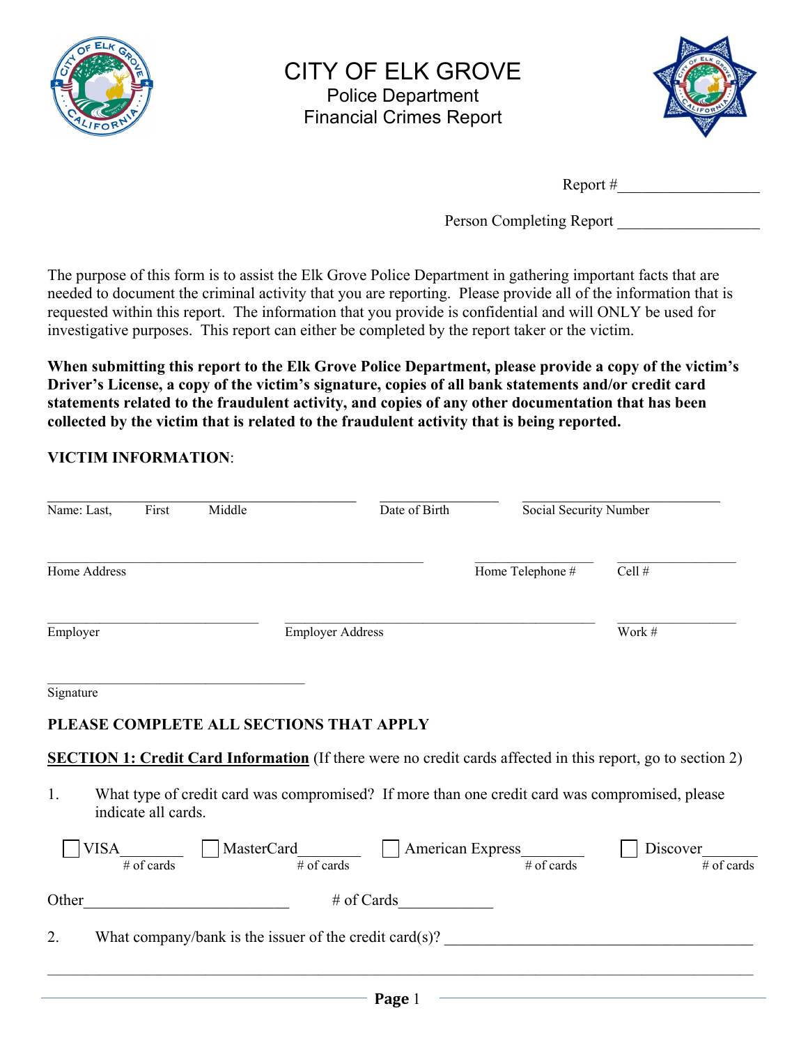# CITY OF ELK GROVE

## Police Department
## Financial Crimes Report

Report #__________________

Person Completing Report __________________

The purpose of this form is to assist the Elk Grove Police Department in gathering important facts that are needed to document the criminal activity that you are reporting. Please provide all of the information that is requested within this report. The information that you provide is confidential and will ONLY be used for investigative purposes. This report can either be completed by the report taker or the victim.

**When submitting this report to the Elk Grove Police Department, please provide a copy of the victim's Driver's License, a copy of the victim's signature, copies of all bank statements and/or credit card statements related to the fraudulent activity, and copies of any other documentation that has been collected by the victim that is related to the fraudulent activity that is being reported.**

**VICTIM INFORMATION**:

________________________________ ____________ ____________________
Name: Last, First Middle | Date of Birth | Social Security Number

________________________________________ ____________ ____________
Home Address | Home Telephone # | Cell #

______________________ ________________________________ ____________
Employer | Employer Address | Work #

___________________________
Signature

**PLEASE COMPLETE ALL SECTIONS THAT APPLY**

**SECTION 1: Credit Card Information** (If there were no credit cards affected in this report, go to section 2)

1. What type of credit card was compromised? If more than one credit card was compromised, please indicate all cards.

☐ VISA________ (# of cards) ☐ MasterCard________ (# of cards) ☐ American Express________ (# of cards) ☐ Discover_______ (# of cards)

Other_________________________ # of Cards____________

2. What company/bank is the issuer of the credit card(s)? ______________________________________

_____________________________________________________________________________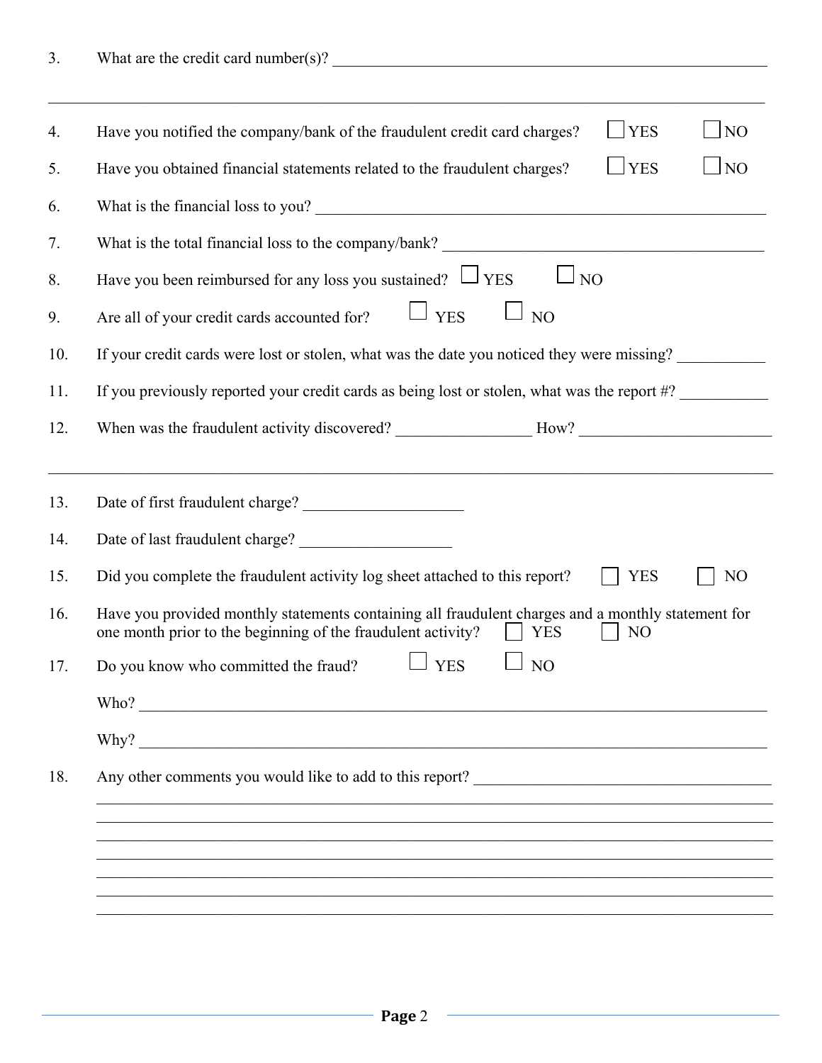3. What are the credit card number(s)? ____________________________________________________________

______________________________________________________________________________________

4. Have you notified the company/bank of the fraudulent credit card charges? ☐ YES ☐ NO

5. Have you obtained financial statements related to the fraudulent charges? ☐ YES ☐ NO

6. What is the financial loss to you? ____________________________________________________________

7. What is the total financial loss to the company/bank? _____________________________________________

8. Have you been reimbursed for any loss you sustained? ☐ YES ☐ NO

9. Are all of your credit cards accounted for? ☐ YES ☐ NO

10. If your credit cards were lost or stolen, what was the date you noticed they were missing? ___________

11. If you previously reported your credit cards as being lost or stolen, what was the report #? ___________

12. When was the fraudulent activity discovered? _________________ How? ________________________

______________________________________________________________________________________

13. Date of first fraudulent charge? ____________________

14. Date of last fraudulent charge? ___________________

15. Did you complete the fraudulent activity log sheet attached to this report? ☐ YES ☐ NO

16. Have you provided monthly statements containing all fraudulent charges and a monthly statement for one month prior to the beginning of the fraudulent activity? ☐ YES ☐ NO

17. Do you know who committed the fraud? ☐ YES ☐ NO

    Who? ______________________________________________________________________________

    Why? ______________________________________________________________________________

18. Any other comments you would like to add to this report? _____________________________________

______________________________________________________________________________________

______________________________________________________________________________________

______________________________________________________________________________________

______________________________________________________________________________________

______________________________________________________________________________________

______________________________________________________________________________________

______________________________________________________________________________________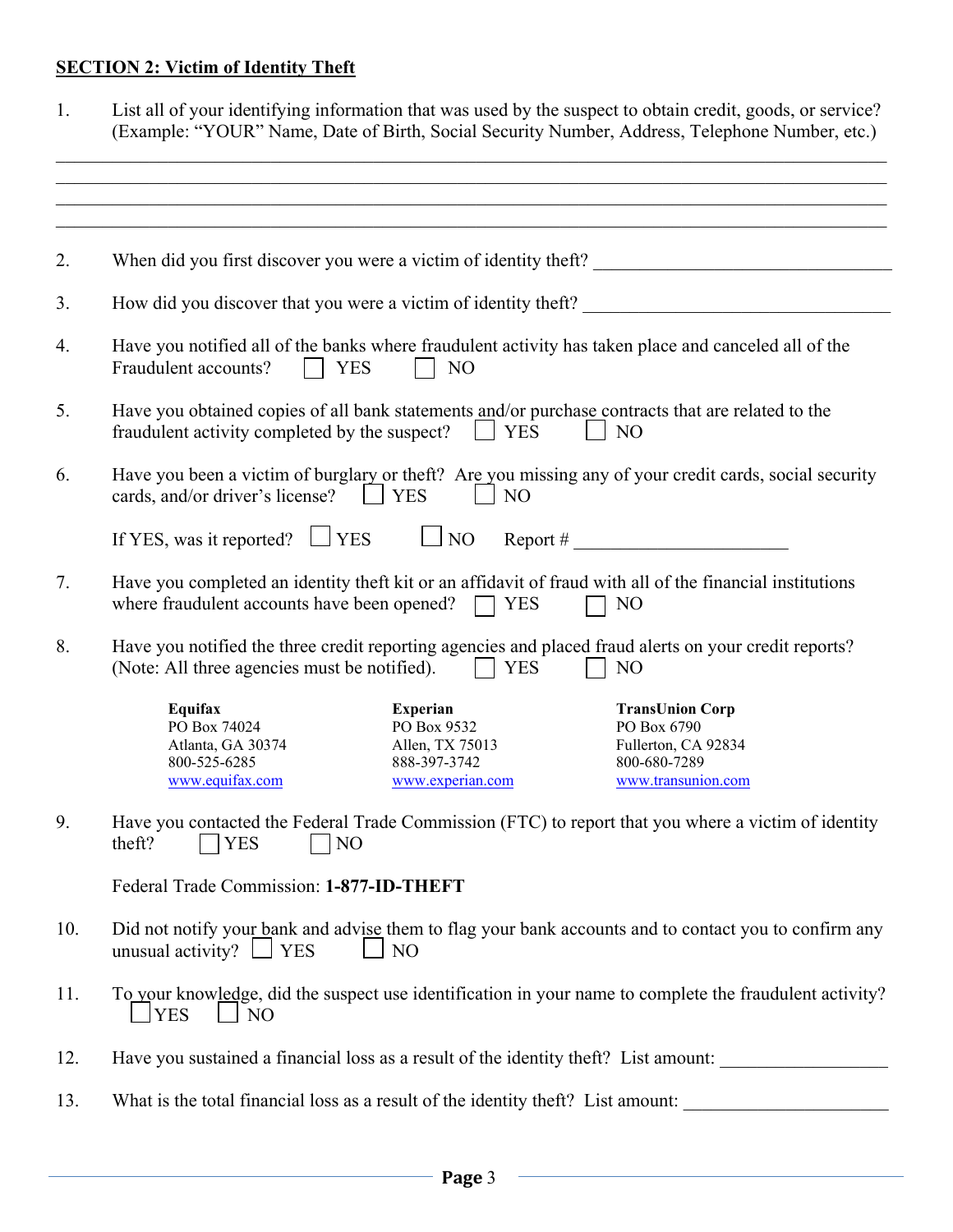## SECTION 2: Victim of Identity Theft

1. List all of your identifying information that was used by the suspect to obtain credit, goods, or service? (Example: "YOUR" Name, Date of Birth, Social Security Number, Address, Telephone Number, etc.)

______________________________________________________________________________
______________________________________________________________________________
______________________________________________________________________________
______________________________________________________________________________

2. When did you first discover you were a victim of identity theft? ______________________________

3. How did you discover that you were a victim of identity theft? ______________________________

4. Have you notified all of the banks where fraudulent activity has taken place and canceled all of the Fraudulent accounts? ☐ YES ☐ NO

5. Have you obtained copies of all bank statements and/or purchase contracts that are related to the fraudulent activity completed by the suspect? ☐ YES ☐ NO

6. Have you been a victim of burglary or theft? Are you missing any of your credit cards, social security cards, and/or driver's license? ☐ YES ☐ NO

   If YES, was it reported? ☐ YES ☐ NO Report # ______________________

7. Have you completed an identity theft kit or an affidavit of fraud with all of the financial institutions where fraudulent accounts have been opened? ☐ YES ☐ NO

8. Have you notified the three credit reporting agencies and placed fraud alerts on your credit reports? (Note: All three agencies must be notified). ☐ YES ☐ NO

   **Equifax**
   PO Box 74024
   Atlanta, GA 30374
   800-525-6285
   www.equifax.com

   **Experian**
   PO Box 9532
   Allen, TX 75013
   888-397-3742
   www.experian.com

   **TransUnion Corp**
   PO Box 6790
   Fullerton, CA 92834
   800-680-7289
   www.transunion.com

9. Have you contacted the Federal Trade Commission (FTC) to report that you where a victim of identity theft? ☐ YES ☐ NO

   Federal Trade Commission: **1-877-ID-THEFT**

10. Did not notify your bank and advise them to flag your bank accounts and to contact you to confirm any unusual activity? ☐ YES ☐ NO

11. To your knowledge, did the suspect use identification in your name to complete the fraudulent activity? ☐ YES ☐ NO

12. Have you sustained a financial loss as a result of the identity theft? List amount: __________________

13. What is the total financial loss as a result of the identity theft? List amount: ______________________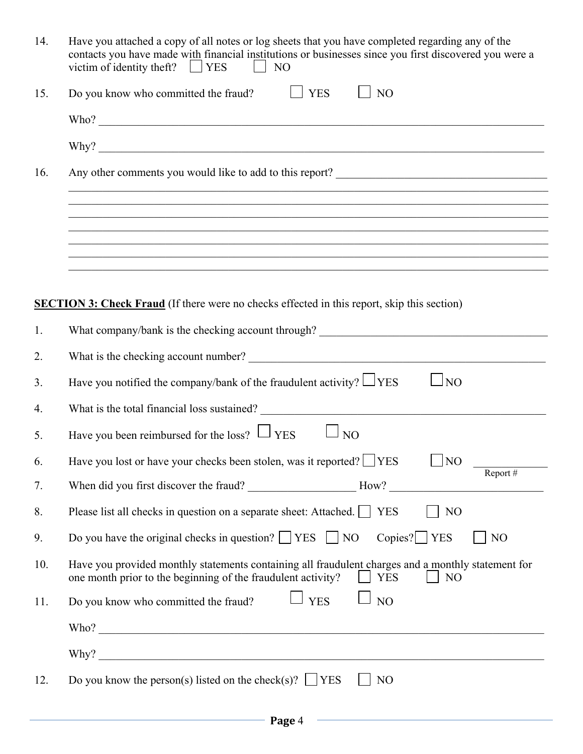14. Have you attached a copy of all notes or log sheets that you have completed regarding any of the contacts you have made with financial institutions or businesses since you first discovered you were a victim of identity theft? ☐ YES ☐ NO

15. Do you know who committed the fraud? ☐ YES ☐ NO

    Who? ____________________________________________

    Why? ____________________________________________

16. Any other comments you would like to add to this report? ____________________________________________

    ____________________________________________

    ____________________________________________

    ____________________________________________

    ____________________________________________

    ____________________________________________

    ____________________________________________

    ____________________________________________

**SECTION 3: Check Fraud** (If there were no checks effected in this report, skip this section)

1. What company/bank is the checking account through? ____________________________________________

2. What is the checking account number? ____________________________________________

3. Have you notified the company/bank of the fraudulent activity? ☐ YES ☐ NO

4. What is the total financial loss sustained? ____________________________________________

5. Have you been reimbursed for the loss? ☐ YES ☐ NO

6. Have you lost or have your checks been stolen, was it reported? ☐ YES ☐ NO ____________ Report #

7. When did you first discover the fraud? __________________ How? __________________________

8. Please list all checks in question on a separate sheet: Attached. ☐ YES ☐ NO

9. Do you have the original checks in question? ☐ YES ☐ NO Copies? ☐ YES ☐ NO

10. Have you provided monthly statements containing all fraudulent charges and a monthly statement for one month prior to the beginning of the fraudulent activity? ☐ YES ☐ NO

11. Do you know who committed the fraud? ☐ YES ☐ NO

    Who? ____________________________________________

    Why? ____________________________________________

12. Do you know the person(s) listed on the check(s)? ☐ YES ☐ NO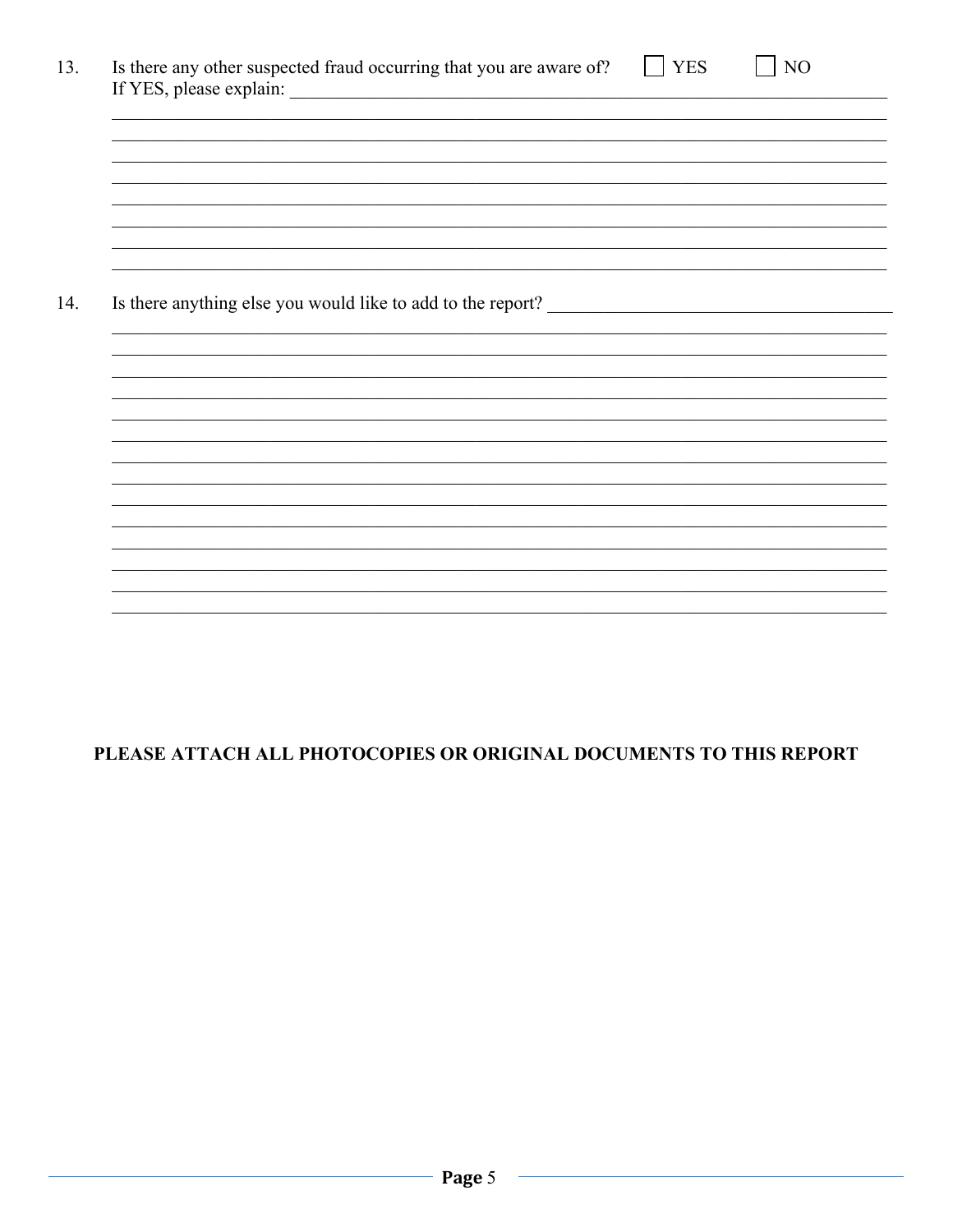13. Is there any other suspected fraud occurring that you are aware of? ☐ YES ☐ NO

    If YES, please explain: ____________________________________________________________

    ________________________________________________________________________________

    ________________________________________________________________________________

    ________________________________________________________________________________

    ________________________________________________________________________________

    ________________________________________________________________________________

    ________________________________________________________________________________

    ________________________________________________________________________________

    ________________________________________________________________________________

14. Is there anything else you would like to add to the report? ______________________________

    ________________________________________________________________________________

    ________________________________________________________________________________

    ________________________________________________________________________________

    ________________________________________________________________________________

    ________________________________________________________________________________

    ________________________________________________________________________________

    ________________________________________________________________________________

    ________________________________________________________________________________

    ________________________________________________________________________________

    ________________________________________________________________________________

    ________________________________________________________________________________

    ________________________________________________________________________________

    ________________________________________________________________________________

    ________________________________________________________________________________

**PLEASE ATTACH ALL PHOTOCOPIES OR ORIGINAL DOCUMENTS TO THIS REPORT**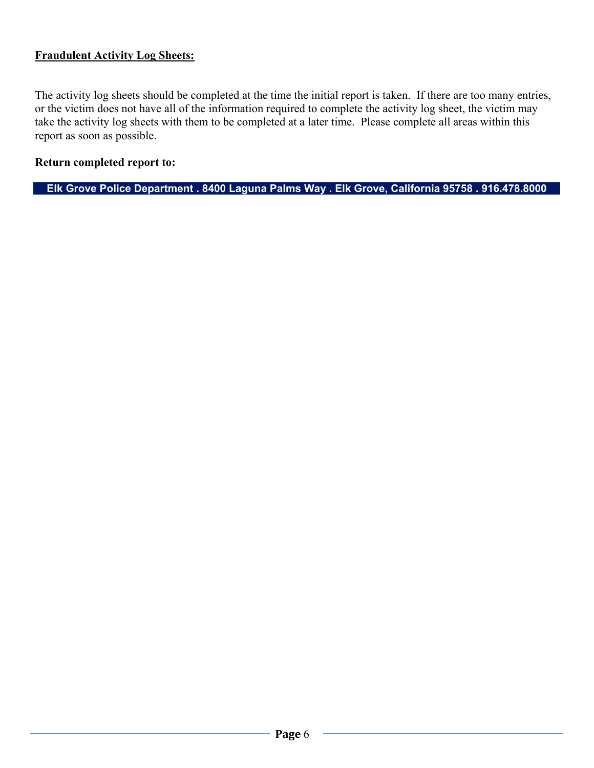**Fraudulent Activity Log Sheets:**

The activity log sheets should be completed at the time the initial report is taken. If there are too many entries, or the victim does not have all of the information required to complete the activity log sheet, the victim may take the activity log sheets with them to be completed at a later time. Please complete all areas within this report as soon as possible.

**Return completed report to:**

**Elk Grove Police Department . 8400 Laguna Palms Way . Elk Grove, California 95758 . 916.478.8000**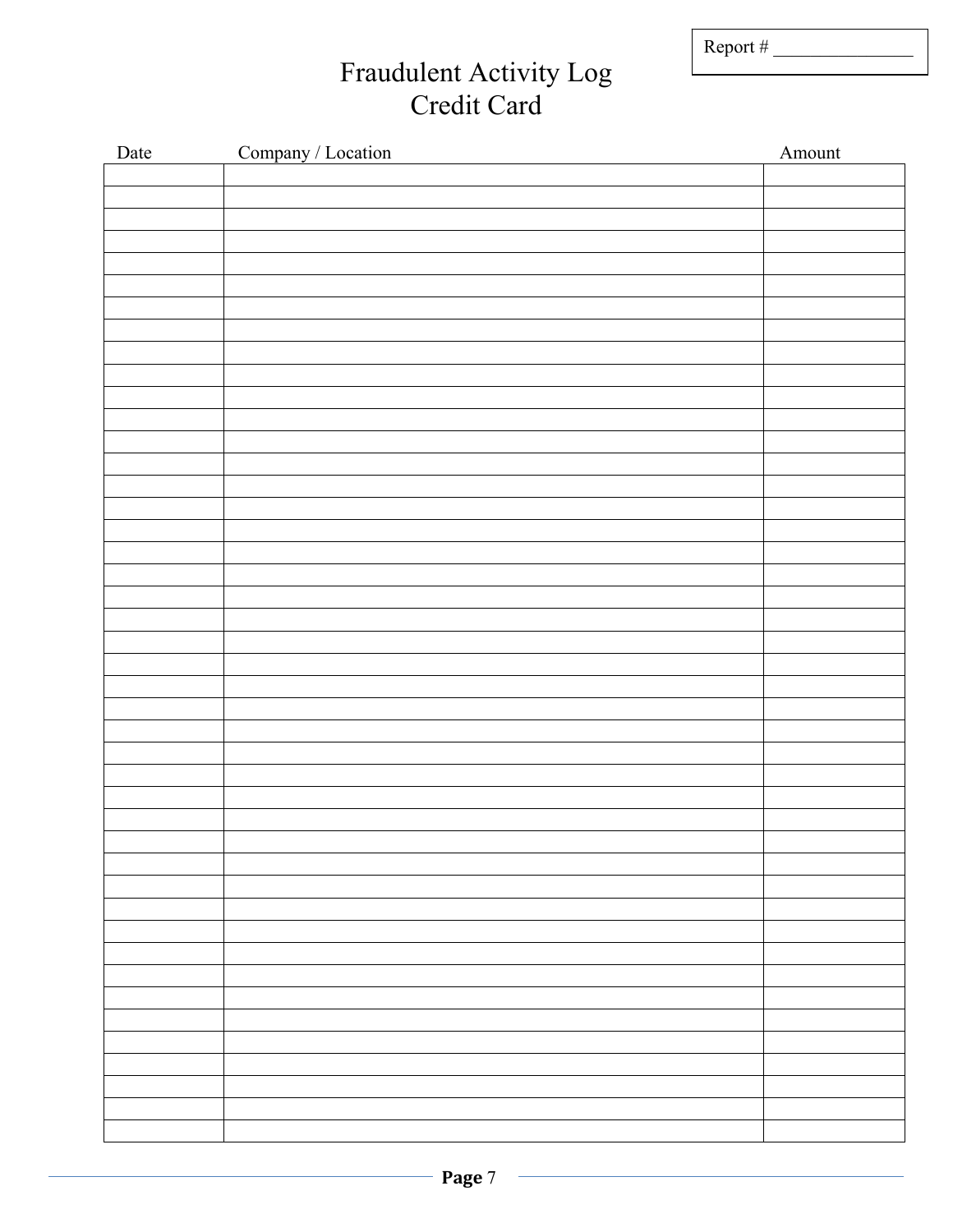Report # _______________

# Fraudulent Activity Log
## Credit Card

| Date | Company / Location | Amount |
|---|---|---|
| | | |
| | | |
| | | |
| | | |
| | | |
| | | |
| | | |
| | | |
| | | |
| | | |
| | | |
| | | |
| | | |
| | | |
| | | |
| | | |
| | | |
| | | |
| | | |
| | | |
| | | |
| | | |
| | | |
| | | |
| | | |
| | | |
| | | |
| | | |
| | | |
| | | |
| | | |
| | | |
| | | |
| | | |
| | | |
| | | |
| | | |
| | | |
| | | |
| | | |
| | | |
| | | |
| | | |
| | | |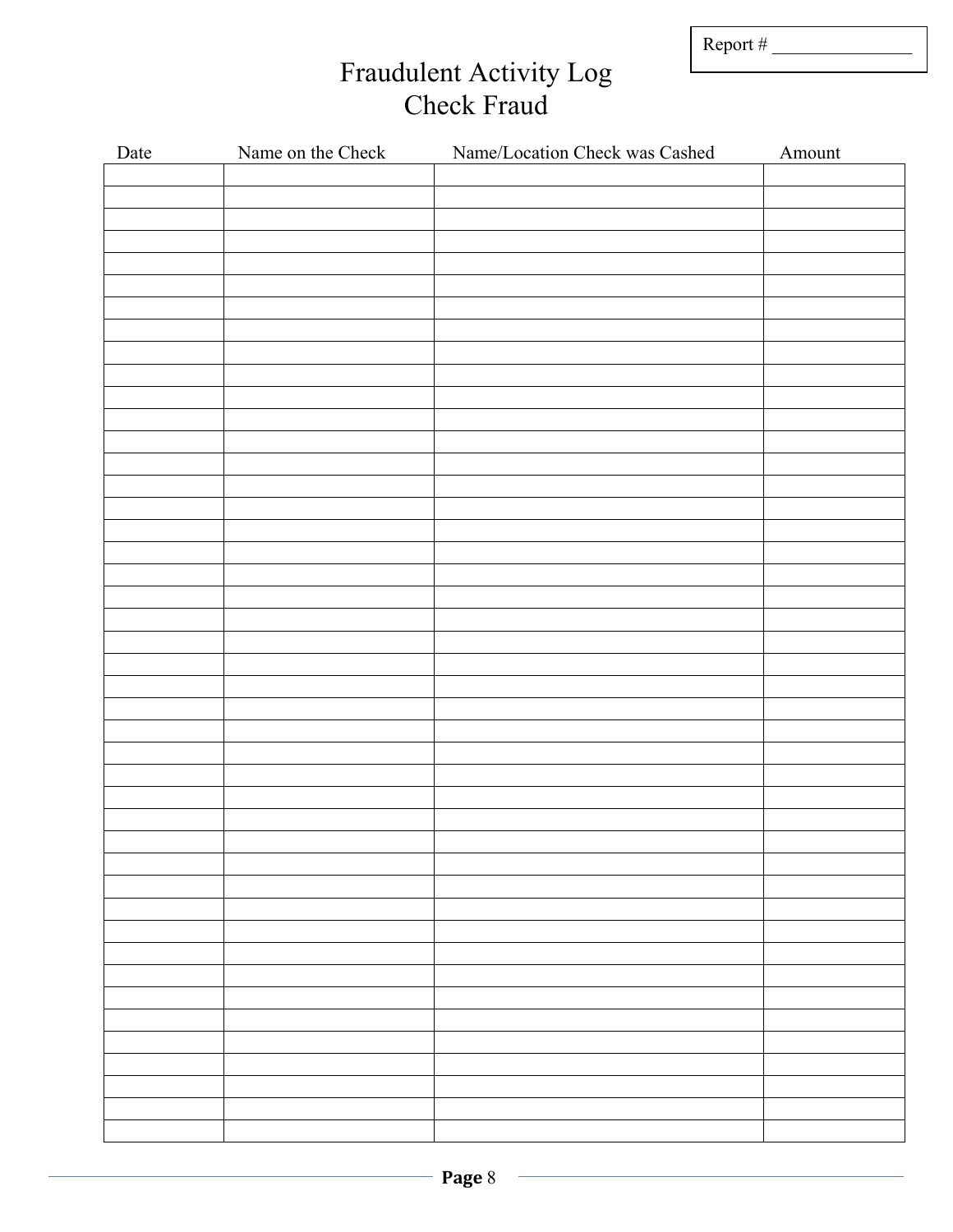Report # _______________

# Fraudulent Activity Log
## Check Fraud

| Date | Name on the Check | Name/Location Check was Cashed | Amount |
|---|---|---|---|
| | | | |
| | | | |
| | | | |
| | | | |
| | | | |
| | | | |
| | | | |
| | | | |
| | | | |
| | | | |
| | | | |
| | | | |
| | | | |
| | | | |
| | | | |
| | | | |
| | | | |
| | | | |
| | | | |
| | | | |
| | | | |
| | | | |
| | | | |
| | | | |
| | | | |
| | | | |
| | | | |
| | | | |
| | | | |
| | | | |
| | | | |
| | | | |
| | | | |
| | | | |
| | | | |
| | | | |
| | | | |
| | | | |
| | | | |
| | | | |
| | | | |
| | | | |
| | | | |
| | | | |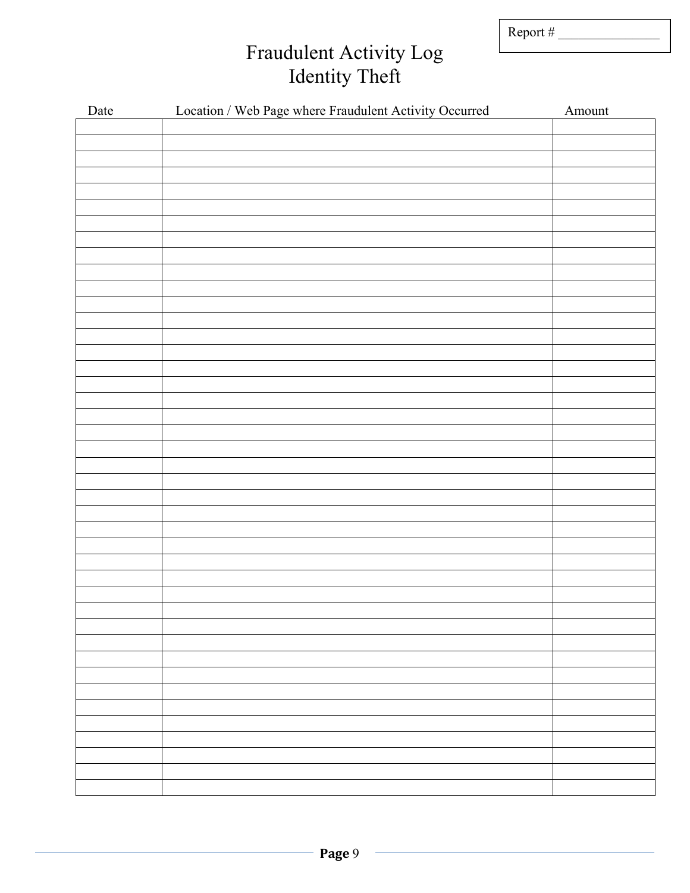Report # _______________

# Fraudulent Activity Log
# Identity Theft

| Date | Location / Web Page where Fraudulent Activity Occurred | Amount |
|---|---|---|
| | | |
| | | |
| | | |
| | | |
| | | |
| | | |
| | | |
| | | |
| | | |
| | | |
| | | |
| | | |
| | | |
| | | |
| | | |
| | | |
| | | |
| | | |
| | | |
| | | |
| | | |
| | | |
| | | |
| | | |
| | | |
| | | |
| | | |
| | | |
| | | |
| | | |
| | | |
| | | |
| | | |
| | | |
| | | |
| | | |
| | | |
| | | |
| | | |
| | | |
| | | |
| | | |